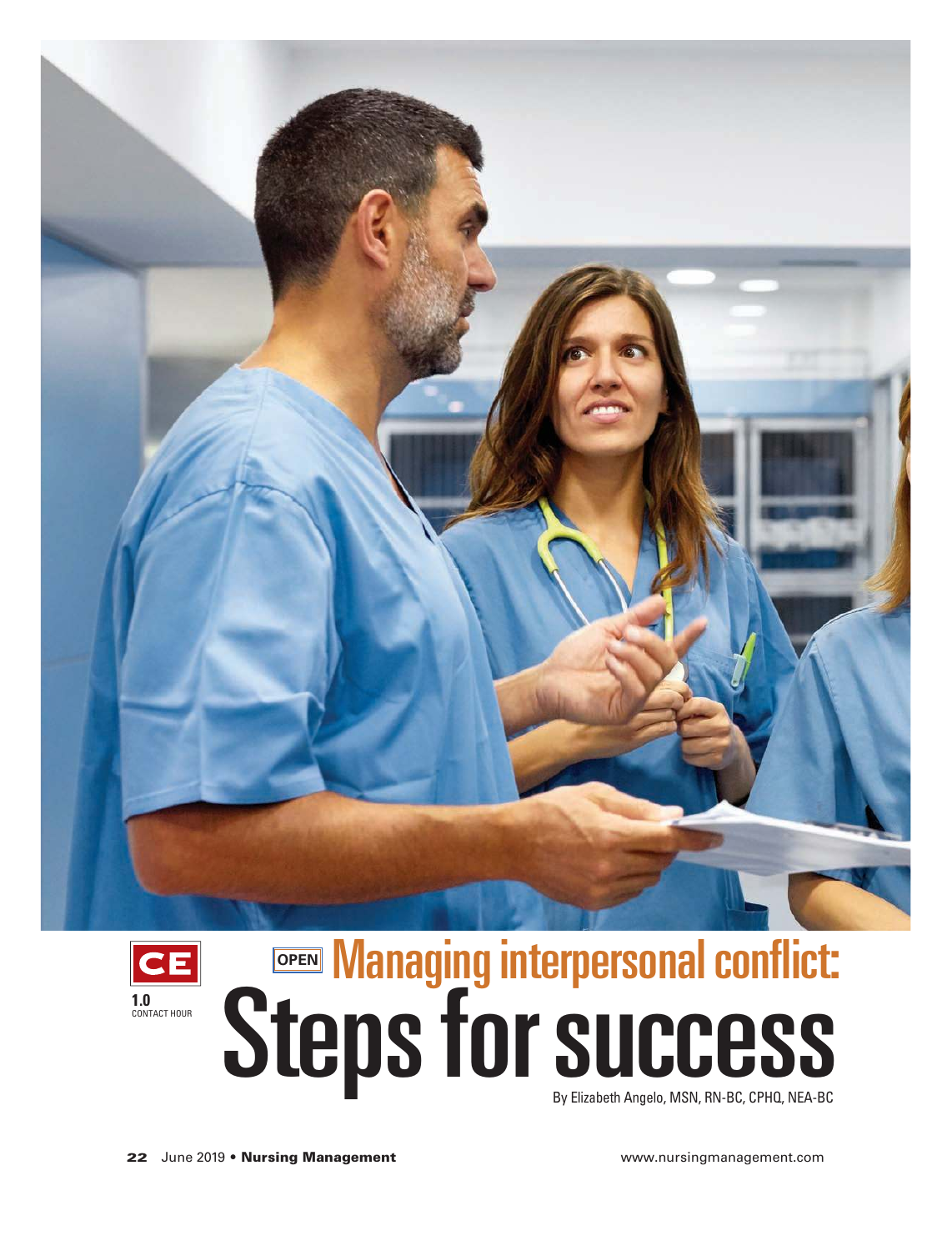CE

1.0 CONTACT HOUR

OPEN

# Managing interpersonal conflict: Steps for success

By Elizabeth Angelo, MSN, RN-BC, CPHQ, NEA-BC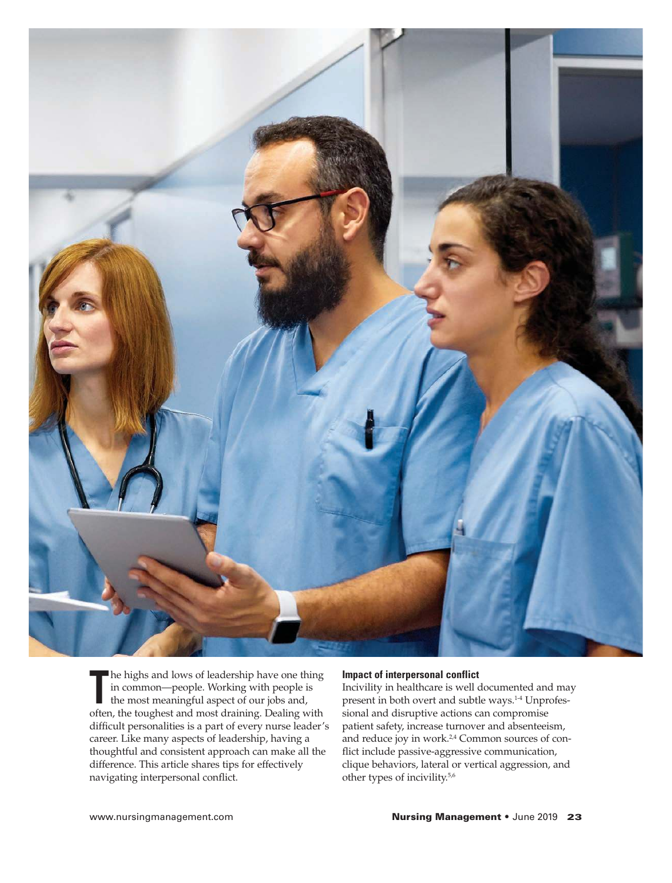The highs and lows of leadership have one thing in common—people. Working with people is the most meaningful aspect of our jobs and, often, the toughest and most draining. Dealing with difficult personalities is a part of every nurse leader's career. Like many aspects of leadership, having a thoughtful and consistent approach can make all the difference. This article shares tips for effectively navigating interpersonal conflict.

### Impact of interpersonal conflict

Incivility in healthcare is well documented and may present in both overt and subtle ways.[1-4] Unprofessional and disruptive actions can compromise patient safety, increase turnover and absenteeism, and reduce joy in work.[2,4] Common sources of conflict include passive-aggressive communication, clique behaviors, lateral or vertical aggression, and other types of incivility.[5,6]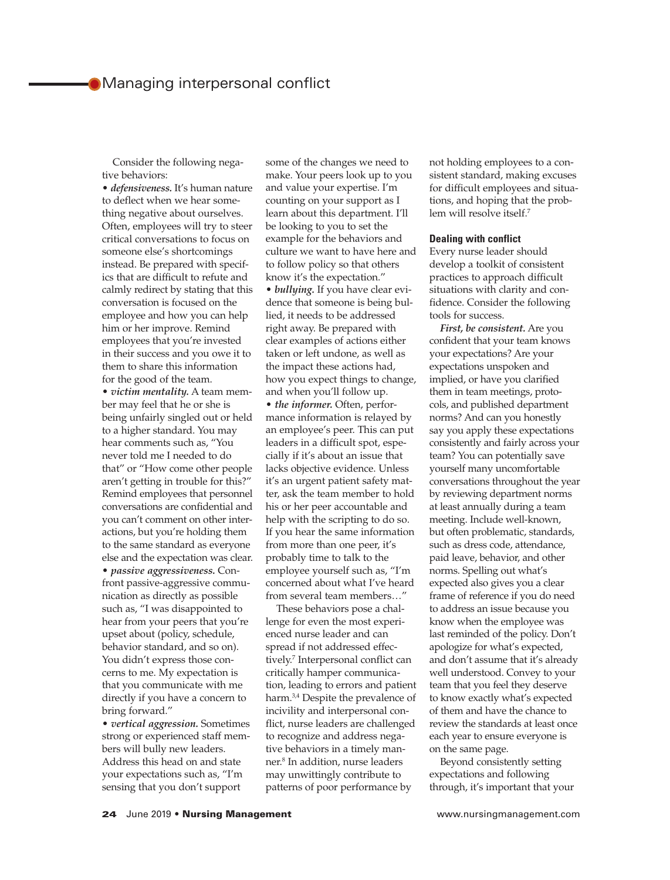Consider the following negative behaviors:

- ***defensiveness.*** It's human nature to deflect when we hear something negative about ourselves. Often, employees will try to steer critical conversations to focus on someone else's shortcomings instead. Be prepared with specifics that are difficult to refute and calmly redirect by stating that this conversation is focused on the employee and how you can help him or her improve. Remind employees that you're invested in their success and you owe it to them to share this information for the good of the team.
- ***victim mentality.*** A team member may feel that he or she is being unfairly singled out or held to a higher standard. You may hear comments such as, "You never told me I needed to do that" or "How come other people aren't getting in trouble for this?" Remind employees that personnel conversations are confidential and you can't comment on other interactions, but you're holding them to the same standard as everyone else and the expectation was clear.
- ***passive aggressiveness.*** Confront passive-aggressive communication as directly as possible such as, "I was disappointed to hear from your peers that you're upset about (policy, schedule, behavior standard, and so on). You didn't express those concerns to me. My expectation is that you communicate with me directly if you have a concern to bring forward."
- ***vertical aggression.*** Sometimes strong or experienced staff members will bully new leaders. Address this head on and state your expectations such as, "I'm sensing that you don't support some of the changes we need to make. Your peers look up to you and value your expertise. I'm counting on your support as I learn about this department. I'll be looking to you to set the example for the behaviors and culture we want to have here and to follow policy so that others know it's the expectation."
- ***bullying.*** If you have clear evidence that someone is being bullied, it needs to be addressed right away. Be prepared with clear examples of actions either taken or left undone, as well as the impact these actions had, how you expect things to change, and when you'll follow up.
- ***the informer.*** Often, performance information is relayed by an employee's peer. This can put leaders in a difficult spot, especially if it's about an issue that lacks objective evidence. Unless it's an urgent patient safety matter, ask the team member to hold his or her peer accountable and help with the scripting to do so. If you hear the same information from more than one peer, it's probably time to talk to the employee yourself such as, "I'm concerned about what I've heard from several team members…"

These behaviors pose a challenge for even the most experienced nurse leader and can spread if not addressed effectively.[7] Interpersonal conflict can critically hamper communication, leading to errors and patient harm.[3,4] Despite the prevalence of incivility and interpersonal conflict, nurse leaders are challenged to recognize and address negative behaviors in a timely manner.[8] In addition, nurse leaders may unwittingly contribute to patterns of poor performance by not holding employees to a consistent standard, making excuses for difficult employees and situations, and hoping that the problem will resolve itself.[7]

### Dealing with conflict

Every nurse leader should develop a toolkit of consistent practices to approach difficult situations with clarity and confidence. Consider the following tools for success.

***First, be consistent.*** Are you confident that your team knows your expectations? Are your expectations unspoken and implied, or have you clarified them in team meetings, protocols, and published department norms? And can you honestly say you apply these expectations consistently and fairly across your team? You can potentially save yourself many uncomfortable conversations throughout the year by reviewing department norms at least annually during a team meeting. Include well-known, but often problematic, standards, such as dress code, attendance, paid leave, behavior, and other norms. Spelling out what's expected also gives you a clear frame of reference if you do need to address an issue because you know when the employee was last reminded of the policy. Don't apologize for what's expected, and don't assume that it's already well understood. Convey to your team that you feel they deserve to know exactly what's expected of them and have the chance to review the standards at least once each year to ensure everyone is on the same page.

Beyond consistently setting expectations and following through, it's important that your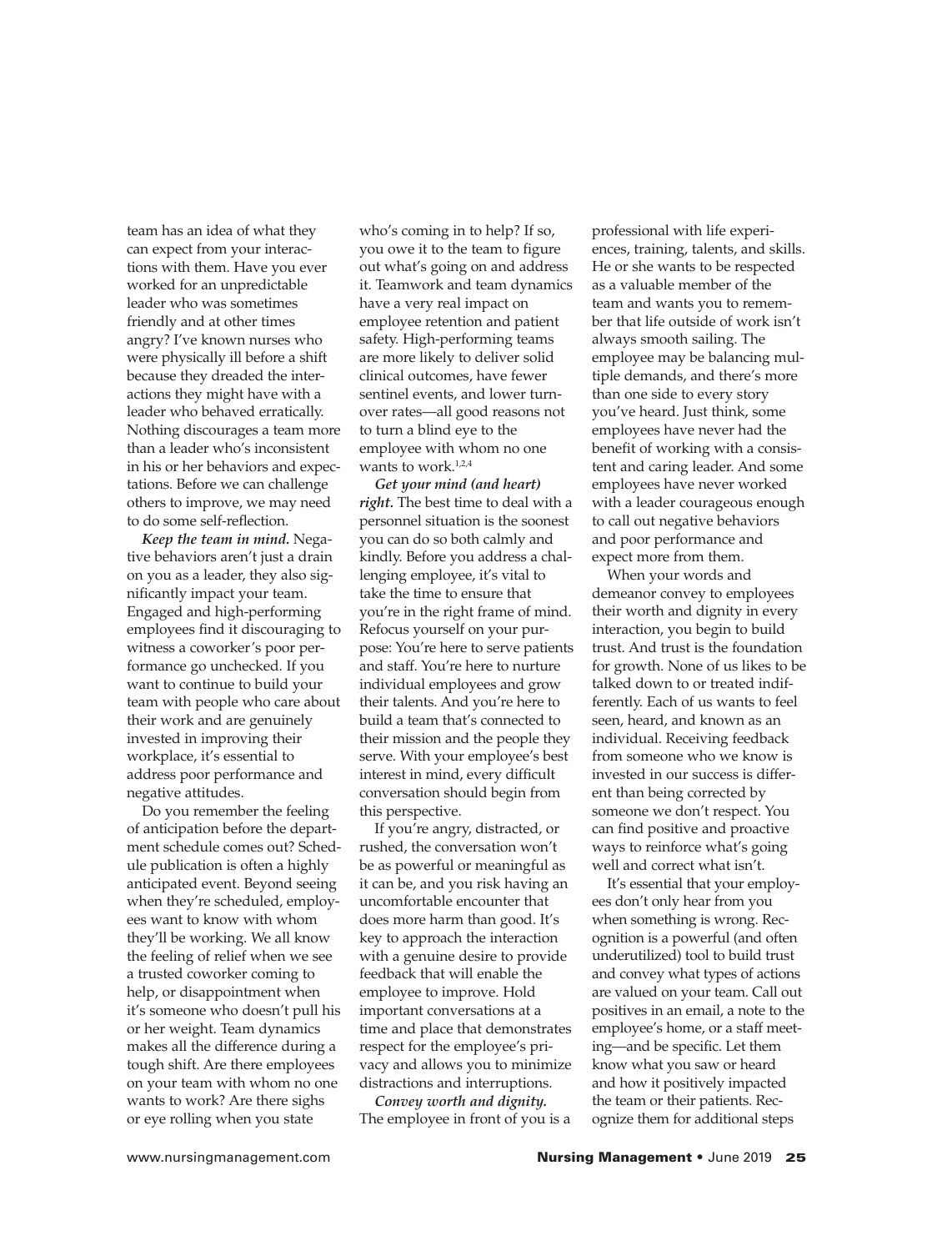team has an idea of what they can expect from your interactions with them. Have you ever worked for an unpredictable leader who was sometimes friendly and at other times angry? I've known nurses who were physically ill before a shift because they dreaded the interactions they might have with a leader who behaved erratically. Nothing discourages a team more than a leader who's inconsistent in his or her behaviors and expectations. Before we can challenge others to improve, we may need to do some self-reflection.

***Keep the team in mind.*** Negative behaviors aren't just a drain on you as a leader, they also significantly impact your team. Engaged and high-performing employees find it discouraging to witness a coworker's poor performance go unchecked. If you want to continue to build your team with people who care about their work and are genuinely invested in improving their workplace, it's essential to address poor performance and negative attitudes.

Do you remember the feeling of anticipation before the department schedule comes out? Schedule publication is often a highly anticipated event. Beyond seeing when they're scheduled, employees want to know with whom they'll be working. We all know the feeling of relief when we see a trusted coworker coming to help, or disappointment when it's someone who doesn't pull his or her weight. Team dynamics makes all the difference during a tough shift. Are there employees on your team with whom no one wants to work? Are there sighs or eye rolling when you state who's coming in to help? If so, you owe it to the team to figure out what's going on and address it. Teamwork and team dynamics have a very real impact on employee retention and patient safety. High-performing teams are more likely to deliver solid clinical outcomes, have fewer sentinel events, and lower turnover rates—all good reasons not to turn a blind eye to the employee with whom no one wants to work.[1,2,4]

***Get your mind (and heart) right.*** The best time to deal with a personnel situation is the soonest you can do so both calmly and kindly. Before you address a challenging employee, it's vital to take the time to ensure that you're in the right frame of mind. Refocus yourself on your purpose: You're here to serve patients and staff. You're here to nurture individual employees and grow their talents. And you're here to build a team that's connected to their mission and the people they serve. With your employee's best interest in mind, every difficult conversation should begin from this perspective.

If you're angry, distracted, or rushed, the conversation won't be as powerful or meaningful as it can be, and you risk having an uncomfortable encounter that does more harm than good. It's key to approach the interaction with a genuine desire to provide feedback that will enable the employee to improve. Hold important conversations at a time and place that demonstrates respect for the employee's privacy and allows you to minimize distractions and interruptions.

***Convey worth and dignity.*** The employee in front of you is a professional with life experiences, training, talents, and skills. He or she wants to be respected as a valuable member of the team and wants you to remember that life outside of work isn't always smooth sailing. The employee may be balancing multiple demands, and there's more than one side to every story you've heard. Just think, some employees have never had the benefit of working with a consistent and caring leader. And some employees have never worked with a leader courageous enough to call out negative behaviors and poor performance and expect more from them.

When your words and demeanor convey to employees their worth and dignity in every interaction, you begin to build trust. And trust is the foundation for growth. None of us likes to be talked down to or treated indifferently. Each of us wants to feel seen, heard, and known as an individual. Receiving feedback from someone who we know is invested in our success is different than being corrected by someone we don't respect. You can find positive and proactive ways to reinforce what's going well and correct what isn't.

It's essential that your employees don't only hear from you when something is wrong. Recognition is a powerful (and often underutilized) tool to build trust and convey what types of actions are valued on your team. Call out positives in an email, a note to the employee's home, or a staff meeting—and be specific. Let them know what you saw or heard and how it positively impacted the team or their patients. Recognize them for additional steps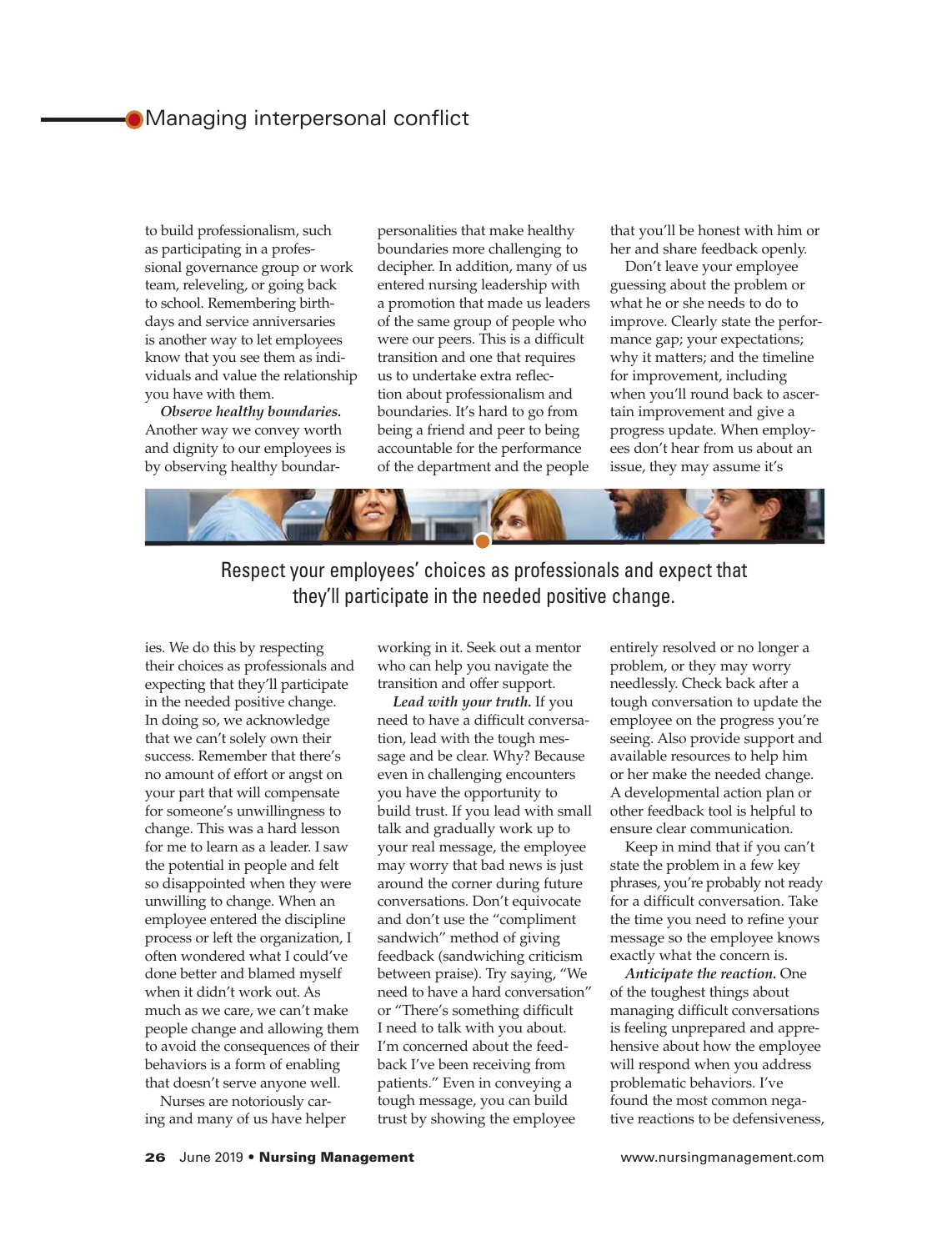to build professionalism, such as participating in a professional governance group or work team, releveling, or going back to school. Remembering birthdays and service anniversaries is another way to let employees know that you see them as individuals and value the relationship you have with them.

***Observe healthy boundaries.*** Another way we convey worth and dignity to our employees is by observing healthy boundaries. We do this by respecting their choices as professionals and expecting that they'll participate in the needed positive change. In doing so, we acknowledge that we can't solely own their success. Remember that there's no amount of effort or angst on your part that will compensate for someone's unwillingness to change. This was a hard lesson for me to learn as a leader. I saw the potential in people and felt so disappointed when they were unwilling to change. When an employee entered the discipline process or left the organization, I often wondered what I could've done better and blamed myself when it didn't work out. As much as we care, we can't make people change and allowing them to avoid the consequences of their behaviors is a form of enabling that doesn't serve anyone well.

Nurses are notoriously caring and many of us have helper personalities that make healthy boundaries more challenging to decipher. In addition, many of us entered nursing leadership with a promotion that made us leaders of the same group of people who were our peers. This is a difficult transition and one that requires us to undertake extra reflection about professionalism and boundaries. It's hard to go from being a friend and peer to being accountable for the performance of the department and the people working in it. Seek out a mentor who can help you navigate the transition and offer support.

> Respect your employees' choices as professionals and expect that they'll participate in the needed positive change.

***Lead with your truth.*** If you need to have a difficult conversation, lead with the tough message and be clear. Why? Because even in challenging encounters you have the opportunity to build trust. If you lead with small talk and gradually work up to your real message, the employee may worry that bad news is just around the corner during future conversations. Don't equivocate and don't use the "compliment sandwich" method of giving feedback (sandwiching criticism between praise). Try saying, "We need to have a hard conversation" or "There's something difficult I need to talk with you about. I'm concerned about the feedback I've been receiving from patients." Even in conveying a tough message, you can build trust by showing the employee that you'll be honest with him or her and share feedback openly.

Don't leave your employee guessing about the problem or what he or she needs to do to improve. Clearly state the performance gap; your expectations; why it matters; and the timeline for improvement, including when you'll round back to ascertain improvement and give a progress update. When employees don't hear from us about an issue, they may assume it's entirely resolved or no longer a problem, or they may worry needlessly. Check back after a tough conversation to update the employee on the progress you're seeing. Also provide support and available resources to help him or her make the needed change. A developmental action plan or other feedback tool is helpful to ensure clear communication.

Keep in mind that if you can't state the problem in a few key phrases, you're probably not ready for a difficult conversation. Take the time you need to refine your message so the employee knows exactly what the concern is.

***Anticipate the reaction.*** One of the toughest things about managing difficult conversations is feeling unprepared and apprehensive about how the employee will respond when you address problematic behaviors. I've found the most common negative reactions to be defensiveness,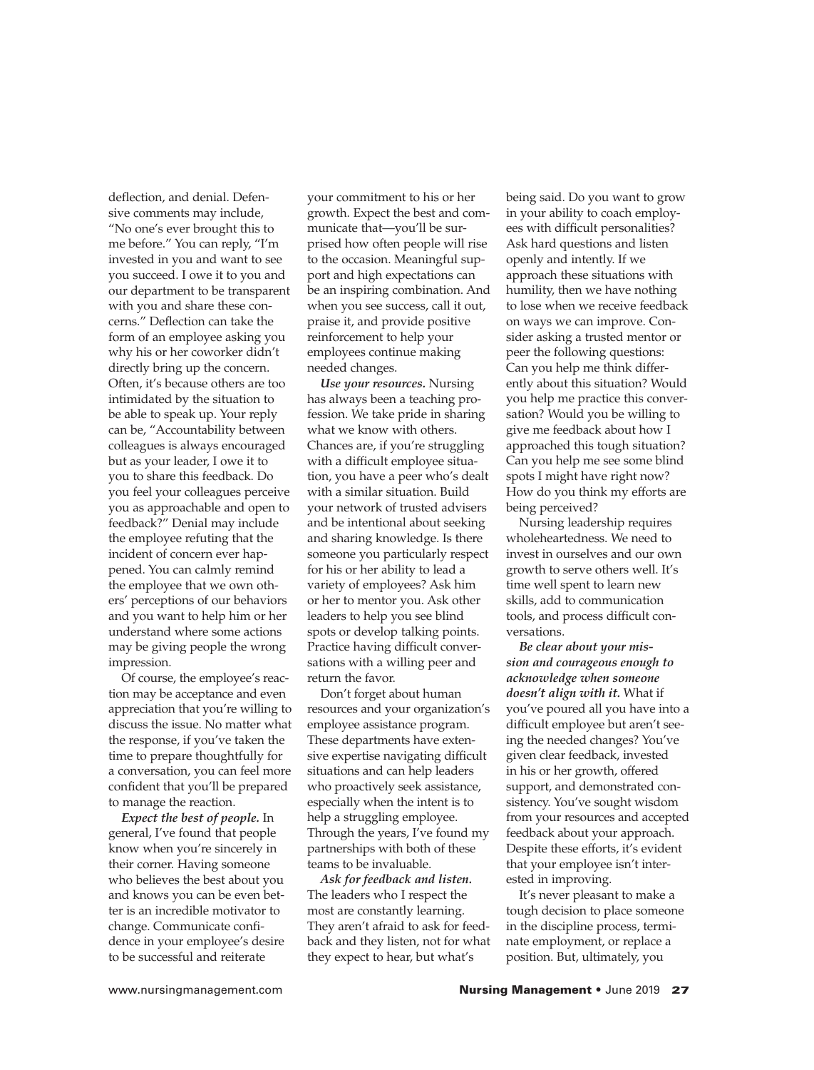deflection, and denial. Defensive comments may include, "No one's ever brought this to me before." You can reply, "I'm invested in you and want to see you succeed. I owe it to you and our department to be transparent with you and share these concerns." Deflection can take the form of an employee asking you why his or her coworker didn't directly bring up the concern. Often, it's because others are too intimidated by the situation to be able to speak up. Your reply can be, "Accountability between colleagues is always encouraged but as your leader, I owe it to you to share this feedback. Do you feel your colleagues perceive you as approachable and open to feedback?" Denial may include the employee refuting that the incident of concern ever happened. You can calmly remind the employee that we own others' perceptions of our behaviors and you want to help him or her understand where some actions may be giving people the wrong impression.

Of course, the employee's reaction may be acceptance and even appreciation that you're willing to discuss the issue. No matter what the response, if you've taken the time to prepare thoughtfully for a conversation, you can feel more confident that you'll be prepared to manage the reaction.

***Expect the best of people.*** In general, I've found that people know when you're sincerely in their corner. Having someone who believes the best about you and knows you can be even better is an incredible motivator to change. Communicate confidence in your employee's desire to be successful and reiterate your commitment to his or her growth. Expect the best and communicate that—you'll be surprised how often people will rise to the occasion. Meaningful support and high expectations can be an inspiring combination. And when you see success, call it out, praise it, and provide positive reinforcement to help your employees continue making needed changes.

***Use your resources.*** Nursing has always been a teaching profession. We take pride in sharing what we know with others. Chances are, if you're struggling with a difficult employee situation, you have a peer who's dealt with a similar situation. Build your network of trusted advisers and be intentional about seeking and sharing knowledge. Is there someone you particularly respect for his or her ability to lead a variety of employees? Ask him or her to mentor you. Ask other leaders to help you see blind spots or develop talking points. Practice having difficult conversations with a willing peer and return the favor.

Don't forget about human resources and your organization's employee assistance program. These departments have extensive expertise navigating difficult situations and can help leaders who proactively seek assistance, especially when the intent is to help a struggling employee. Through the years, I've found my partnerships with both of these teams to be invaluable.

***Ask for feedback and listen.*** The leaders who I respect the most are constantly learning. They aren't afraid to ask for feedback and they listen, not for what they expect to hear, but what's being said. Do you want to grow in your ability to coach employees with difficult personalities? Ask hard questions and listen openly and intently. If we approach these situations with humility, then we have nothing to lose when we receive feedback on ways we can improve. Consider asking a trusted mentor or peer the following questions: Can you help me think differently about this situation? Would you help me practice this conversation? Would you be willing to give me feedback about how I approached this tough situation? Can you help me see some blind spots I might have right now? How do you think my efforts are being perceived?

Nursing leadership requires wholeheartedness. We need to invest in ourselves and our own growth to serve others well. It's time well spent to learn new skills, add to communication tools, and process difficult conversations.

***Be clear about your mission and courageous enough to acknowledge when someone doesn't align with it.*** What if you've poured all you have into a difficult employee but aren't seeing the needed changes? You've given clear feedback, invested in his or her growth, offered support, and demonstrated consistency. You've sought wisdom from your resources and accepted feedback about your approach. Despite these efforts, it's evident that your employee isn't interested in improving.

It's never pleasant to make a tough decision to place someone in the discipline process, terminate employment, or replace a position. But, ultimately, you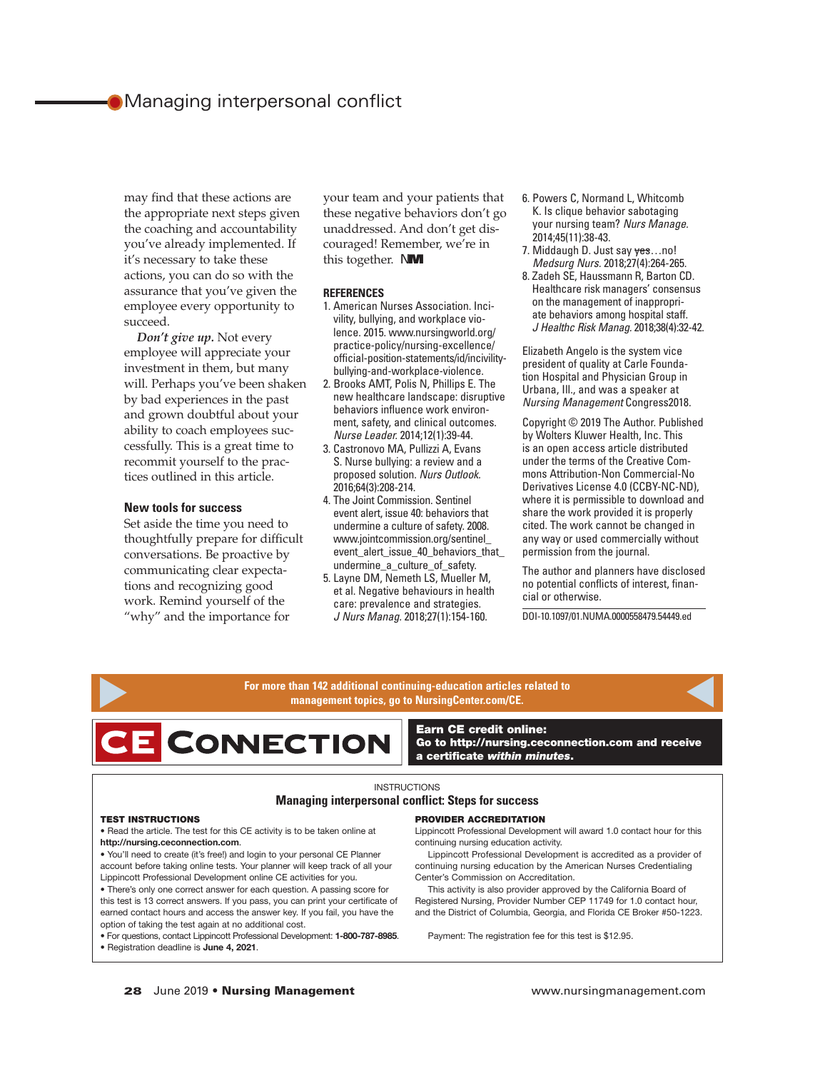may find that these actions are the appropriate next steps given the coaching and accountability you've already implemented. If it's necessary to take these actions, you can do so with the assurance that you've given the employee every opportunity to succeed.

***Don't give up.*** Not every employee will appreciate your investment in them, but many will. Perhaps you've been shaken by bad experiences in the past and grown doubtful about your ability to coach employees successfully. This is a great time to recommit yourself to the practices outlined in this article.

### New tools for success

Set aside the time you need to thoughtfully prepare for difficult conversations. Be proactive by communicating clear expectations and recognizing good work. Remind yourself of the "why" and the importance for your team and your patients that these negative behaviors don't go unaddressed. And don't get discouraged! Remember, we're in this together. NM

### REFERENCES

1. American Nurses Association. Incivility, bullying, and workplace violence. 2015. www.nursingworld.org/practice-policy/nursing-excellence/official-position-statements/id/incivility-bullying-and-workplace-violence.
2. Brooks AMT, Polis N, Phillips E. The new healthcare landscape: disruptive behaviors influence work environment, safety, and clinical outcomes. *Nurse Leader.* 2014;12(1):39-44.
3. Castronovo MA, Pullizzi A, Evans S. Nurse bullying: a review and a proposed solution. *Nurs Outlook.* 2016;64(3):208-214.
4. The Joint Commission. Sentinel event alert, issue 40: behaviors that undermine a culture of safety. 2008. www.jointcommission.org/sentinel_event_alert_issue_40_behaviors_that_undermine_a_culture_of_safety.
5. Layne DM, Nemeth LS, Mueller M, et al. Negative behaviours in health care: prevalence and strategies. *J Nurs Manag.* 2018;27(1):154-160.
6. Powers C, Normand L, Whitcomb K. Is clique behavior sabotaging your nursing team? *Nurs Manage.* 2014;45(11):38-43.
7. Middaugh D. Just say ~~yes~~…no! *Medsurg Nurs.* 2018;27(4):264-265.
8. Zadeh SE, Haussmann R, Barton CD. Healthcare risk managers' consensus on the management of inappropriate behaviors among hospital staff. *J Healthc Risk Manag.* 2018;38(4):32-42.

Elizabeth Angelo is the system vice president of quality at Carle Foundation Hospital and Physician Group in Urbana, Ill., and was a speaker at *Nursing Management* Congress2018.

Copyright © 2019 The Author. Published by Wolters Kluwer Health, Inc. This is an open access article distributed under the terms of the Creative Commons Attribution-Non Commercial-No Derivatives License 4.0 (CCBY-NC-ND), where it is permissible to download and share the work provided it is properly cited. The work cannot be changed in any way or used commercially without permission from the journal.

The author and planners have disclosed no potential conflicts of interest, financial or otherwise.

DOI-10.1097/01.NUMA.0000558479.54449.ed

**For more than 142 additional continuing-education articles related to management topics, go to NursingCenter.com/CE.**

CE CONNECTION

**Earn CE credit online:**
**Go to http://nursing.ceconnection.com and receive a certificate *within minutes*.**

INSTRUCTIONS

## Managing interpersonal conflict: Steps for success

### TEST INSTRUCTIONS

- Read the article. The test for this CE activity is to be taken online at **http://nursing.ceconnection.com**.
- You'll need to create (it's free!) and login to your personal CE Planner account before taking online tests. Your planner will keep track of all your Lippincott Professional Development online CE activities for you.
- There's only one correct answer for each question. A passing score for this test is 13 correct answers. If you pass, you can print your certificate of earned contact hours and access the answer key. If you fail, you have the option of taking the test again at no additional cost.
- For questions, contact Lippincott Professional Development: **1-800-787-8985**.
- Registration deadline is **June 4, 2021**.

### PROVIDER ACCREDITATION

Lippincott Professional Development will award 1.0 contact hour for this continuing nursing education activity.

Lippincott Professional Development is accredited as a provider of continuing nursing education by the American Nurses Credentialing Center's Commission on Accreditation.

This activity is also provider approved by the California Board of Registered Nursing, Provider Number CEP 11749 for 1.0 contact hour, and the District of Columbia, Georgia, and Florida CE Broker #50-1223.

Payment: The registration fee for this test is $12.95.